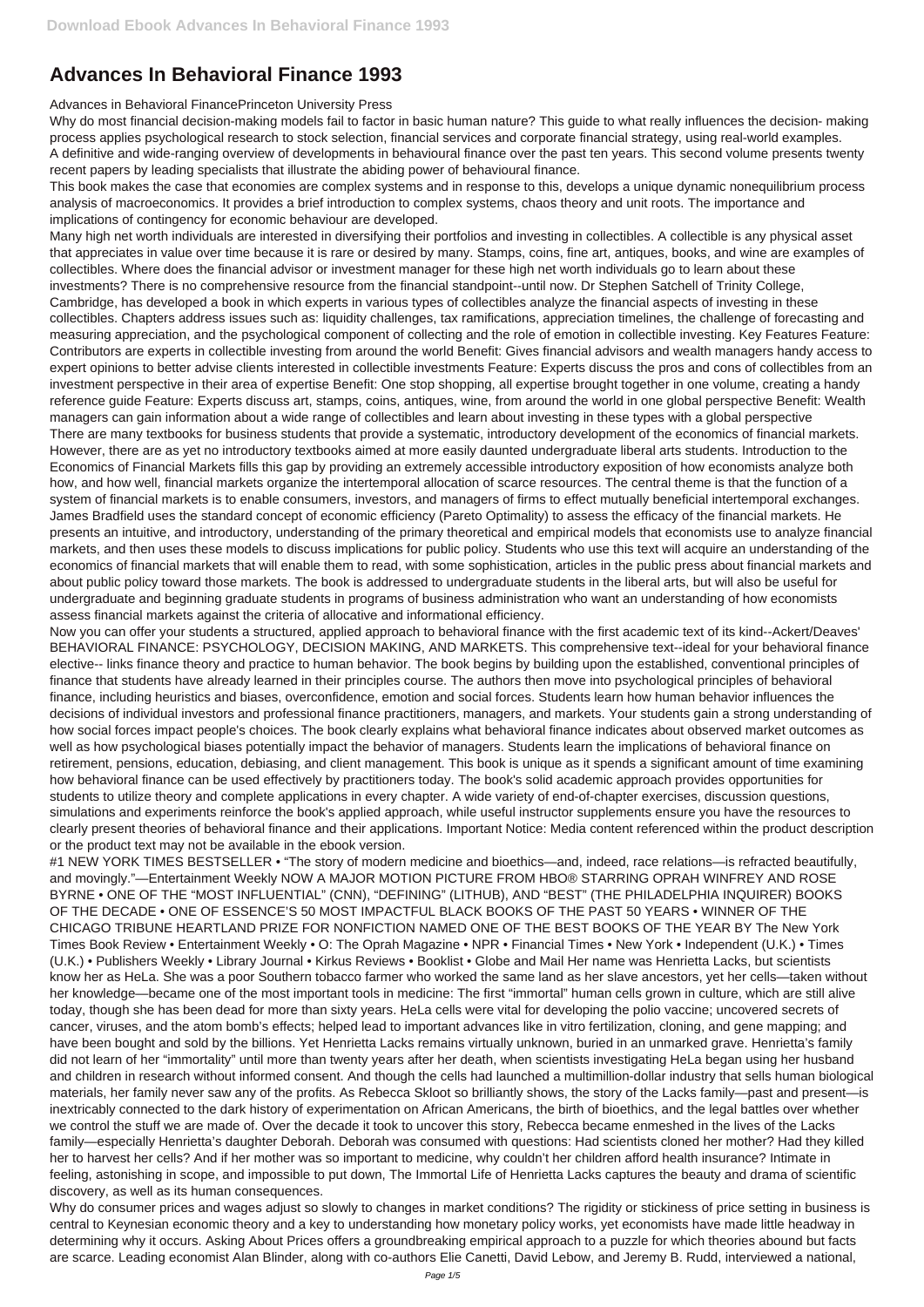# Advances In Behavioral Finance 1993

Advances in Behavioral FinancePrinceton University Press

Why do most financial decision-making models fail to factor in basic human nature? This guide to what really influences the decision- making process applies psychological research to stock selection, financial services and corporate financial strategy, using real-world examples.

A definitive and wide-ranging overview of developments in behavioural finance over the past ten years. This second volume presents twenty recent papers by leading specialists that illustrate the abiding power of behavioural finance.

This book makes the case that economies are complex systems and in response to this, develops a unique dynamic nonequilibrium process analysis of macroeconomics. It provides a brief introduction to complex systems, chaos theory and unit roots. The importance and implications of contingency for economic behaviour are developed.

Many high net worth individuals are interested in diversifying their portfolios and investing in collectibles. A collectible is any physical asset that appreciates in value over time because it is rare or desired by many. Stamps, coins, fine art, antiques, books, and wine are examples of collectibles. Where does the financial advisor or investment manager for these high net worth individuals go to learn about these investments? There is no comprehensive resource from the financial standpoint--until now. Dr Stephen Satchell of Trinity College, Cambridge, has developed a book in which experts in various types of collectibles analyze the financial aspects of investing in these collectibles. Chapters address issues such as: liquidity challenges, tax ramifications, appreciation timelines, the challenge of forecasting and measuring appreciation, and the psychological component of collecting and the role of emotion in collectible investing. Key Features Feature: Contributors are experts in collectible investing from around the world Benefit: Gives financial advisors and wealth managers handy access to expert opinions to better advise clients interested in collectible investments Feature: Experts discuss the pros and cons of collectibles from an investment perspective in their area of expertise Benefit: One stop shopping, all expertise brought together in one volume, creating a handy reference guide Feature: Experts discuss art, stamps, coins, antiques, wine, from around the world in one global perspective Benefit: Wealth managers can gain information about a wide range of collectibles and learn about investing in these types with a global perspective

There are many textbooks for business students that provide a systematic, introductory development of the economics of financial markets. However, there are as yet no introductory textbooks aimed at more easily daunted undergraduate liberal arts students. Introduction to the Economics of Financial Markets fills this gap by providing an extremely accessible introductory exposition of how economists analyze both how, and how well, financial markets organize the intertemporal allocation of scarce resources. The central theme is that the function of a system of financial markets is to enable consumers, investors, and managers of firms to effect mutually beneficial intertemporal exchanges. James Bradfield uses the standard concept of economic efficiency (Pareto Optimality) to assess the efficacy of the financial markets. He presents an intuitive, and introductory, understanding of the primary theoretical and empirical models that economists use to analyze financial markets, and then uses these models to discuss implications for public policy. Students who use this text will acquire an understanding of the economics of financial markets that will enable them to read, with some sophistication, articles in the public press about financial markets and about public policy toward those markets. The book is addressed to undergraduate students in the liberal arts, but will also be useful for undergraduate and beginning graduate students in programs of business administration who want an understanding of how economists assess financial markets against the criteria of allocative and informational efficiency.

Now you can offer your students a structured, applied approach to behavioral finance with the first academic text of its kind--Ackert/Deaves' BEHAVIORAL FINANCE: PSYCHOLOGY, DECISION MAKING, AND MARKETS. This comprehensive text--ideal for your behavioral finance elective-- links finance theory and practice to human behavior. The book begins by building upon the established, conventional principles of finance that students have already learned in their principles course. The authors then move into psychological principles of behavioral finance, including heuristics and biases, overconfidence, emotion and social forces. Students learn how human behavior influences the decisions of individual investors and professional finance practitioners, managers, and markets. Your students gain a strong understanding of how social forces impact people's choices. The book clearly explains what behavioral finance indicates about observed market outcomes as well as how psychological biases potentially impact the behavior of managers. Students learn the implications of behavioral finance on retirement, pensions, education, debiasing, and client management. This book is unique as it spends a significant amount of time examining how behavioral finance can be used effectively by practitioners today. The book's solid academic approach provides opportunities for students to utilize theory and complete applications in every chapter. A wide variety of end-of-chapter exercises, discussion questions, simulations and experiments reinforce the book's applied approach, while useful instructor supplements ensure you have the resources to clearly present theories of behavioral finance and their applications. Important Notice: Media content referenced within the product description or the product text may not be available in the ebook version.

#1 NEW YORK TIMES BESTSELLER • "The story of modern medicine and bioethics—and, indeed, race relations—is refracted beautifully, and movingly."—Entertainment Weekly NOW A MAJOR MOTION PICTURE FROM HBO® STARRING OPRAH WINFREY AND ROSE BYRNE • ONE OF THE "MOST INFLUENTIAL" (CNN), "DEFINING" (LITHUB), AND "BEST" (THE PHILADELPHIA INQUIRER) BOOKS OF THE DECADE • ONE OF ESSENCE'S 50 MOST IMPACTFUL BLACK BOOKS OF THE PAST 50 YEARS • WINNER OF THE CHICAGO TRIBUNE HEARTLAND PRIZE FOR NONFICTION NAMED ONE OF THE BEST BOOKS OF THE YEAR BY The New York Times Book Review • Entertainment Weekly • O: The Oprah Magazine • NPR • Financial Times • New York • Independent (U.K.) • Times (U.K.) • Publishers Weekly • Library Journal • Kirkus Reviews • Booklist • Globe and Mail Her name was Henrietta Lacks, but scientists know her as HeLa. She was a poor Southern tobacco farmer who worked the same land as her slave ancestors, yet her cells—taken without her knowledge—became one of the most important tools in medicine: The first "immortal" human cells grown in culture, which are still alive today, though she has been dead for more than sixty years. HeLa cells were vital for developing the polio vaccine; uncovered secrets of cancer, viruses, and the atom bomb's effects; helped lead to important advances like in vitro fertilization, cloning, and gene mapping; and have been bought and sold by the billions. Yet Henrietta Lacks remains virtually unknown, buried in an unmarked grave. Henrietta's family did not learn of her "immortality" until more than twenty years after her death, when scientists investigating HeLa began using her husband and children in research without informed consent. And though the cells had launched a multimillion-dollar industry that sells human biological materials, her family never saw any of the profits. As Rebecca Skloot so brilliantly shows, the story of the Lacks family—past and present—is inextricably connected to the dark history of experimentation on African Americans, the birth of bioethics, and the legal battles over whether we control the stuff we are made of. Over the decade it took to uncover this story, Rebecca became enmeshed in the lives of the Lacks family—especially Henrietta's daughter Deborah. Deborah was consumed with questions: Had scientists cloned her mother? Had they killed her to harvest her cells? And if her mother was so important to medicine, why couldn't her children afford health insurance? Intimate in feeling, astonishing in scope, and impossible to put down, The Immortal Life of Henrietta Lacks captures the beauty and drama of scientific discovery, as well as its human consequences.

Why do consumer prices and wages adjust so slowly to changes in market conditions? The rigidity or stickiness of price setting in business is central to Keynesian economic theory and a key to understanding how monetary policy works, yet economists have made little headway in determining why it occurs. Asking About Prices offers a groundbreaking empirical approach to a puzzle for which theories abound but facts are scarce. Leading economist Alan Blinder, along with co-authors Elie Canetti, David Lebow, and Jeremy B. Rudd, interviewed a national,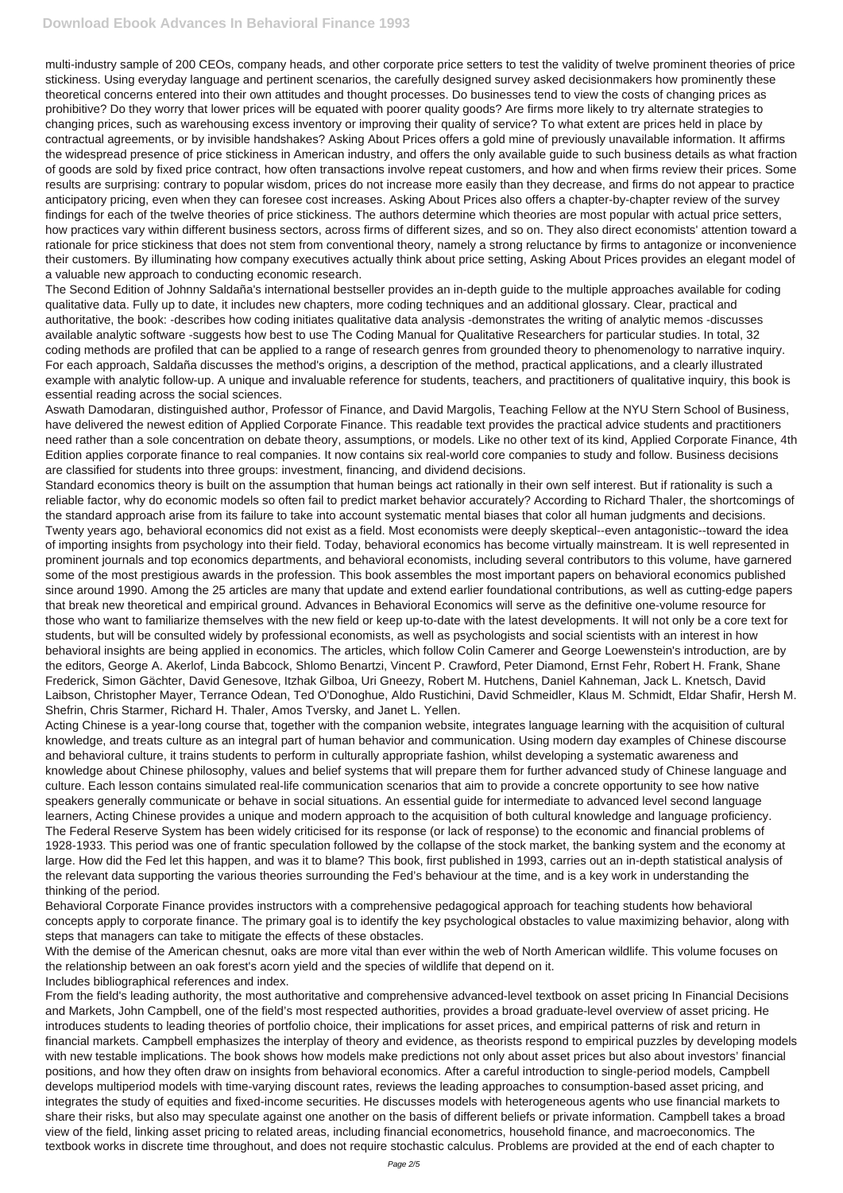multi-industry sample of 200 CEOs, company heads, and other corporate price setters to test the validity of twelve prominent theories of price stickiness. Using everyday language and pertinent scenarios, the carefully designed survey asked decisionmakers how prominently these theoretical concerns entered into their own attitudes and thought processes. Do businesses tend to view the costs of changing prices as prohibitive? Do they worry that lower prices will be equated with poorer quality goods? Are firms more likely to try alternate strategies to changing prices, such as warehousing excess inventory or improving their quality of service? To what extent are prices held in place by contractual agreements, or by invisible handshakes? Asking About Prices offers a gold mine of previously unavailable information. It affirms the widespread presence of price stickiness in American industry, and offers the only available guide to such business details as what fraction of goods are sold by fixed price contract, how often transactions involve repeat customers, and how and when firms review their prices. Some results are surprising: contrary to popular wisdom, prices do not increase more easily than they decrease, and firms do not appear to practice anticipatory pricing, even when they can foresee cost increases. Asking About Prices also offers a chapter-by-chapter review of the survey findings for each of the twelve theories of price stickiness. The authors determine which theories are most popular with actual price setters, how practices vary within different business sectors, across firms of different sizes, and so on. They also direct economists' attention toward a rationale for price stickiness that does not stem from conventional theory, namely a strong reluctance by firms to antagonize or inconvenience their customers. By illuminating how company executives actually think about price setting, Asking About Prices provides an elegant model of a valuable new approach to conducting economic research.

The Second Edition of Johnny Saldaña's international bestseller provides an in-depth guide to the multiple approaches available for coding qualitative data. Fully up to date, it includes new chapters, more coding techniques and an additional glossary. Clear, practical and authoritative, the book: -describes how coding initiates qualitative data analysis -demonstrates the writing of analytic memos -discusses available analytic software -suggests how best to use The Coding Manual for Qualitative Researchers for particular studies. In total, 32 coding methods are profiled that can be applied to a range of research genres from grounded theory to phenomenology to narrative inquiry. For each approach, Saldaña discusses the method's origins, a description of the method, practical applications, and a clearly illustrated example with analytic follow-up. A unique and invaluable reference for students, teachers, and practitioners of qualitative inquiry, this book is essential reading across the social sciences.

Aswath Damodaran, distinguished author, Professor of Finance, and David Margolis, Teaching Fellow at the NYU Stern School of Business, have delivered the newest edition of Applied Corporate Finance. This readable text provides the practical advice students and practitioners need rather than a sole concentration on debate theory, assumptions, or models. Like no other text of its kind, Applied Corporate Finance, 4th Edition applies corporate finance to real companies. It now contains six real-world core companies to study and follow. Business decisions are classified for students into three groups: investment, financing, and dividend decisions.

Standard economics theory is built on the assumption that human beings act rationally in their own self interest. But if rationality is such a reliable factor, why do economic models so often fail to predict market behavior accurately? According to Richard Thaler, the shortcomings of the standard approach arise from its failure to take into account systematic mental biases that color all human judgments and decisions. Twenty years ago, behavioral economics did not exist as a field. Most economists were deeply skeptical--even antagonistic--toward the idea of importing insights from psychology into their field. Today, behavioral economics has become virtually mainstream. It is well represented in prominent journals and top economics departments, and behavioral economists, including several contributors to this volume, have garnered some of the most prestigious awards in the profession. This book assembles the most important papers on behavioral economics published since around 1990. Among the 25 articles are many that update and extend earlier foundational contributions, as well as cutting-edge papers that break new theoretical and empirical ground. Advances in Behavioral Economics will serve as the definitive one-volume resource for those who want to familiarize themselves with the new field or keep up-to-date with the latest developments. It will not only be a core text for students, but will be consulted widely by professional economists, as well as psychologists and social scientists with an interest in how behavioral insights are being applied in economics. The articles, which follow Colin Camerer and George Loewenstein's introduction, are by the editors, George A. Akerlof, Linda Babcock, Shlomo Benartzi, Vincent P. Crawford, Peter Diamond, Ernst Fehr, Robert H. Frank, Shane Frederick, Simon Gächter, David Genesove, Itzhak Gilboa, Uri Gneezy, Robert M. Hutchens, Daniel Kahneman, Jack L. Knetsch, David Laibson, Christopher Mayer, Terrance Odean, Ted O'Donoghue, Aldo Rustichini, David Schmeidler, Klaus M. Schmidt, Eldar Shafir, Hersh M. Shefrin, Chris Starmer, Richard H. Thaler, Amos Tversky, and Janet L. Yellen.

Acting Chinese is a year-long course that, together with the companion website, integrates language learning with the acquisition of cultural knowledge, and treats culture as an integral part of human behavior and communication. Using modern day examples of Chinese discourse and behavioral culture, it trains students to perform in culturally appropriate fashion, whilst developing a systematic awareness and knowledge about Chinese philosophy, values and belief systems that will prepare them for further advanced study of Chinese language and culture. Each lesson contains simulated real-life communication scenarios that aim to provide a concrete opportunity to see how native speakers generally communicate or behave in social situations. An essential guide for intermediate to advanced level second language learners, Acting Chinese provides a unique and modern approach to the acquisition of both cultural knowledge and language proficiency.

The Federal Reserve System has been widely criticised for its response (or lack of response) to the economic and financial problems of 1928-1933. This period was one of frantic speculation followed by the collapse of the stock market, the banking system and the economy at large. How did the Fed let this happen, and was it to blame? This book, first published in 1993, carries out an in-depth statistical analysis of the relevant data supporting the various theories surrounding the Fed's behaviour at the time, and is a key work in understanding the thinking of the period.

Behavioral Corporate Finance provides instructors with a comprehensive pedagogical approach for teaching students how behavioral concepts apply to corporate finance. The primary goal is to identify the key psychological obstacles to value maximizing behavior, along with steps that managers can take to mitigate the effects of these obstacles.

With the demise of the American chesnut, oaks are more vital than ever within the web of North American wildlife. This volume focuses on the relationship between an oak forest's acorn yield and the species of wildlife that depend on it.

Includes bibliographical references and index.

From the field's leading authority, the most authoritative and comprehensive advanced-level textbook on asset pricing In Financial Decisions and Markets, John Campbell, one of the field's most respected authorities, provides a broad graduate-level overview of asset pricing. He introduces students to leading theories of portfolio choice, their implications for asset prices, and empirical patterns of risk and return in financial markets. Campbell emphasizes the interplay of theory and evidence, as theorists respond to empirical puzzles by developing models with new testable implications. The book shows how models make predictions not only about asset prices but also about investors' financial positions, and how they often draw on insights from behavioral economics. After a careful introduction to single-period models, Campbell develops multiperiod models with time-varying discount rates, reviews the leading approaches to consumption-based asset pricing, and integrates the study of equities and fixed-income securities. He discusses models with heterogeneous agents who use financial markets to share their risks, but also may speculate against one another on the basis of different beliefs or private information. Campbell takes a broad view of the field, linking asset pricing to related areas, including financial econometrics, household finance, and macroeconomics. The textbook works in discrete time throughout, and does not require stochastic calculus. Problems are provided at the end of each chapter to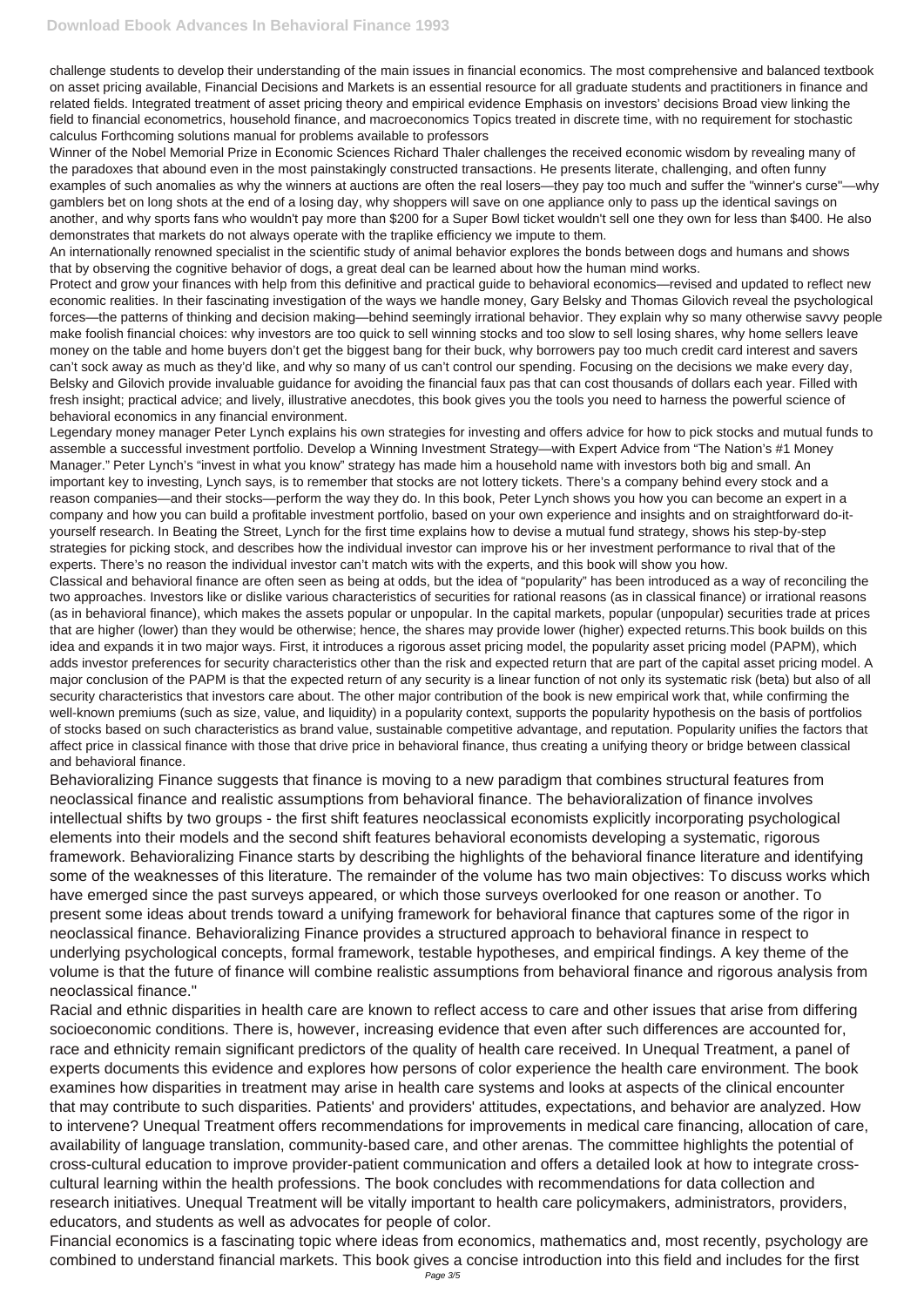challenge students to develop their understanding of the main issues in financial economics. The most comprehensive and balanced textbook on asset pricing available, Financial Decisions and Markets is an essential resource for all graduate students and practitioners in finance and related fields. Integrated treatment of asset pricing theory and empirical evidence Emphasis on investors' decisions Broad view linking the field to financial econometrics, household finance, and macroeconomics Topics treated in discrete time, with no requirement for stochastic calculus Forthcoming solutions manual for problems available to professors

Winner of the Nobel Memorial Prize in Economic Sciences Richard Thaler challenges the received economic wisdom by revealing many of the paradoxes that abound even in the most painstakingly constructed transactions. He presents literate, challenging, and often funny examples of such anomalies as why the winners at auctions are often the real losers—they pay too much and suffer the "winner's curse"—why gamblers bet on long shots at the end of a losing day, why shoppers will save on one appliance only to pass up the identical savings on another, and why sports fans who wouldn't pay more than $200 for a Super Bowl ticket wouldn't sell one they own for less than $400. He also demonstrates that markets do not always operate with the traplike efficiency we impute to them.

An internationally renowned specialist in the scientific study of animal behavior explores the bonds between dogs and humans and shows that by observing the cognitive behavior of dogs, a great deal can be learned about how the human mind works.

Protect and grow your finances with help from this definitive and practical guide to behavioral economics—revised and updated to reflect new economic realities. In their fascinating investigation of the ways we handle money, Gary Belsky and Thomas Gilovich reveal the psychological forces—the patterns of thinking and decision making—behind seemingly irrational behavior. They explain why so many otherwise savvy people make foolish financial choices: why investors are too quick to sell winning stocks and too slow to sell losing shares, why home sellers leave money on the table and home buyers don't get the biggest bang for their buck, why borrowers pay too much credit card interest and savers can't sock away as much as they'd like, and why so many of us can't control our spending. Focusing on the decisions we make every day, Belsky and Gilovich provide invaluable guidance for avoiding the financial faux pas that can cost thousands of dollars each year. Filled with fresh insight; practical advice; and lively, illustrative anecdotes, this book gives you the tools you need to harness the powerful science of behavioral economics in any financial environment.

Legendary money manager Peter Lynch explains his own strategies for investing and offers advice for how to pick stocks and mutual funds to assemble a successful investment portfolio. Develop a Winning Investment Strategy—with Expert Advice from "The Nation's #1 Money Manager." Peter Lynch's "invest in what you know" strategy has made him a household name with investors both big and small. An important key to investing, Lynch says, is to remember that stocks are not lottery tickets. There's a company behind every stock and a reason companies—and their stocks—perform the way they do. In this book, Peter Lynch shows you how you can become an expert in a company and how you can build a profitable investment portfolio, based on your own experience and insights and on straightforward do-it-yourself research. In Beating the Street, Lynch for the first time explains how to devise a mutual fund strategy, shows his step-by-step strategies for picking stock, and describes how the individual investor can improve his or her investment performance to rival that of the experts. There's no reason the individual investor can't match wits with the experts, and this book will show you how.

Classical and behavioral finance are often seen as being at odds, but the idea of "popularity" has been introduced as a way of reconciling the two approaches. Investors like or dislike various characteristics of securities for rational reasons (as in classical finance) or irrational reasons (as in behavioral finance), which makes the assets popular or unpopular. In the capital markets, popular (unpopular) securities trade at prices that are higher (lower) than they would be otherwise; hence, the shares may provide lower (higher) expected returns.This book builds on this idea and expands it in two major ways. First, it introduces a rigorous asset pricing model, the popularity asset pricing model (PAPM), which adds investor preferences for security characteristics other than the risk and expected return that are part of the capital asset pricing model. A major conclusion of the PAPM is that the expected return of any security is a linear function of not only its systematic risk (beta) but also of all security characteristics that investors care about. The other major contribution of the book is new empirical work that, while confirming the well-known premiums (such as size, value, and liquidity) in a popularity context, supports the popularity hypothesis on the basis of portfolios of stocks based on such characteristics as brand value, sustainable competitive advantage, and reputation. Popularity unifies the factors that affect price in classical finance with those that drive price in behavioral finance, thus creating a unifying theory or bridge between classical and behavioral finance.

Behavioralizing Finance suggests that finance is moving to a new paradigm that combines structural features from neoclassical finance and realistic assumptions from behavioral finance. The behavioralization of finance involves intellectual shifts by two groups - the first shift features neoclassical economists explicitly incorporating psychological elements into their models and the second shift features behavioral economists developing a systematic, rigorous framework. Behavioralizing Finance starts by describing the highlights of the behavioral finance literature and identifying some of the weaknesses of this literature. The remainder of the volume has two main objectives: To discuss works which have emerged since the past surveys appeared, or which those surveys overlooked for one reason or another. To present some ideas about trends toward a unifying framework for behavioral finance that captures some of the rigor in neoclassical finance. Behavioralizing Finance provides a structured approach to behavioral finance in respect to underlying psychological concepts, formal framework, testable hypotheses, and empirical findings. A key theme of the volume is that the future of finance will combine realistic assumptions from behavioral finance and rigorous analysis from neoclassical finance."

Racial and ethnic disparities in health care are known to reflect access to care and other issues that arise from differing socioeconomic conditions. There is, however, increasing evidence that even after such differences are accounted for, race and ethnicity remain significant predictors of the quality of health care received. In Unequal Treatment, a panel of experts documents this evidence and explores how persons of color experience the health care environment. The book examines how disparities in treatment may arise in health care systems and looks at aspects of the clinical encounter that may contribute to such disparities. Patients' and providers' attitudes, expectations, and behavior are analyzed. How to intervene? Unequal Treatment offers recommendations for improvements in medical care financing, allocation of care, availability of language translation, community-based care, and other arenas. The committee highlights the potential of cross-cultural education to improve provider-patient communication and offers a detailed look at how to integrate cross-cultural learning within the health professions. The book concludes with recommendations for data collection and research initiatives. Unequal Treatment will be vitally important to health care policymakers, administrators, providers, educators, and students as well as advocates for people of color.

Financial economics is a fascinating topic where ideas from economics, mathematics and, most recently, psychology are combined to understand financial markets. This book gives a concise introduction into this field and includes for the first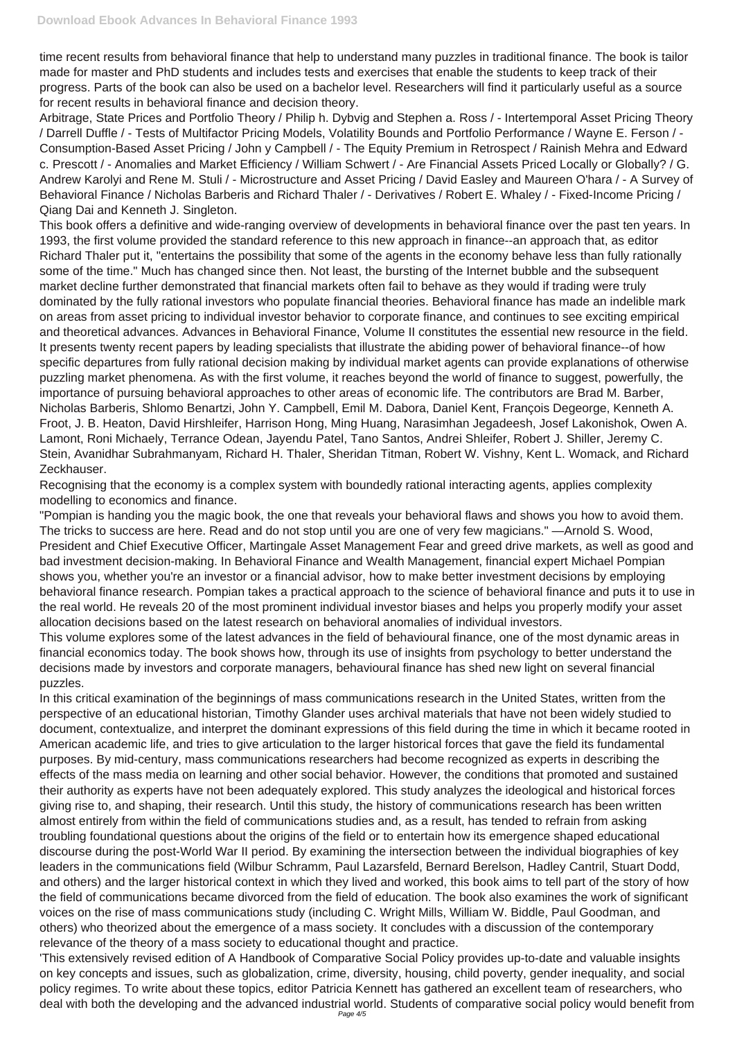time recent results from behavioral finance that help to understand many puzzles in traditional finance. The book is tailor made for master and PhD students and includes tests and exercises that enable the students to keep track of their progress. Parts of the book can also be used on a bachelor level. Researchers will find it particularly useful as a source for recent results in behavioral finance and decision theory.

Arbitrage, State Prices and Portfolio Theory / Philip h. Dybvig and Stephen a. Ross / - Intertemporal Asset Pricing Theory / Darrell Duffle / - Tests of Multifactor Pricing Models, Volatility Bounds and Portfolio Performance / Wayne E. Ferson / - Consumption-Based Asset Pricing / John y Campbell / - The Equity Premium in Retrospect / Rainish Mehra and Edward c. Prescott / - Anomalies and Market Efficiency / William Schwert / - Are Financial Assets Priced Locally or Globally? / G. Andrew Karolyi and Rene M. Stuli / - Microstructure and Asset Pricing / David Easley and Maureen O'hara / - A Survey of Behavioral Finance / Nicholas Barberis and Richard Thaler / - Derivatives / Robert E. Whaley / - Fixed-Income Pricing / Qiang Dai and Kenneth J. Singleton.

This book offers a definitive and wide-ranging overview of developments in behavioral finance over the past ten years. In 1993, the first volume provided the standard reference to this new approach in finance--an approach that, as editor Richard Thaler put it, "entertains the possibility that some of the agents in the economy behave less than fully rationally some of the time." Much has changed since then. Not least, the bursting of the Internet bubble and the subsequent market decline further demonstrated that financial markets often fail to behave as they would if trading were truly dominated by the fully rational investors who populate financial theories. Behavioral finance has made an indelible mark on areas from asset pricing to individual investor behavior to corporate finance, and continues to see exciting empirical and theoretical advances. Advances in Behavioral Finance, Volume II constitutes the essential new resource in the field. It presents twenty recent papers by leading specialists that illustrate the abiding power of behavioral finance--of how specific departures from fully rational decision making by individual market agents can provide explanations of otherwise puzzling market phenomena. As with the first volume, it reaches beyond the world of finance to suggest, powerfully, the importance of pursuing behavioral approaches to other areas of economic life. The contributors are Brad M. Barber, Nicholas Barberis, Shlomo Benartzi, John Y. Campbell, Emil M. Dabora, Daniel Kent, François Degeorge, Kenneth A. Froot, J. B. Heaton, David Hirshleifer, Harrison Hong, Ming Huang, Narasimhan Jegadeesh, Josef Lakonishok, Owen A. Lamont, Roni Michaely, Terrance Odean, Jayendu Patel, Tano Santos, Andrei Shleifer, Robert J. Shiller, Jeremy C. Stein, Avanidhar Subrahmanyam, Richard H. Thaler, Sheridan Titman, Robert W. Vishny, Kent L. Womack, and Richard Zeckhauser.

Recognising that the economy is a complex system with boundedly rational interacting agents, applies complexity modelling to economics and finance.

"Pompian is handing you the magic book, the one that reveals your behavioral flaws and shows you how to avoid them. The tricks to success are here. Read and do not stop until you are one of very few magicians." —Arnold S. Wood, President and Chief Executive Officer, Martingale Asset Management Fear and greed drive markets, as well as good and bad investment decision-making. In Behavioral Finance and Wealth Management, financial expert Michael Pompian shows you, whether you're an investor or a financial advisor, how to make better investment decisions by employing behavioral finance research. Pompian takes a practical approach to the science of behavioral finance and puts it to use in the real world. He reveals 20 of the most prominent individual investor biases and helps you properly modify your asset allocation decisions based on the latest research on behavioral anomalies of individual investors.

This volume explores some of the latest advances in the field of behavioural finance, one of the most dynamic areas in financial economics today. The book shows how, through its use of insights from psychology to better understand the decisions made by investors and corporate managers, behavioural finance has shed new light on several financial puzzles.

In this critical examination of the beginnings of mass communications research in the United States, written from the perspective of an educational historian, Timothy Glander uses archival materials that have not been widely studied to document, contextualize, and interpret the dominant expressions of this field during the time in which it became rooted in American academic life, and tries to give articulation to the larger historical forces that gave the field its fundamental purposes. By mid-century, mass communications researchers had become recognized as experts in describing the effects of the mass media on learning and other social behavior. However, the conditions that promoted and sustained their authority as experts have not been adequately explored. This study analyzes the ideological and historical forces giving rise to, and shaping, their research. Until this study, the history of communications research has been written almost entirely from within the field of communications studies and, as a result, has tended to refrain from asking troubling foundational questions about the origins of the field or to entertain how its emergence shaped educational discourse during the post-World War II period. By examining the intersection between the individual biographies of key leaders in the communications field (Wilbur Schramm, Paul Lazarsfeld, Bernard Berelson, Hadley Cantril, Stuart Dodd, and others) and the larger historical context in which they lived and worked, this book aims to tell part of the story of how the field of communications became divorced from the field of education. The book also examines the work of significant voices on the rise of mass communications study (including C. Wright Mills, William W. Biddle, Paul Goodman, and others) who theorized about the emergence of a mass society. It concludes with a discussion of the contemporary relevance of the theory of a mass society to educational thought and practice.

'This extensively revised edition of A Handbook of Comparative Social Policy provides up-to-date and valuable insights on key concepts and issues, such as globalization, crime, diversity, housing, child poverty, gender inequality, and social policy regimes. To write about these topics, editor Patricia Kennett has gathered an excellent team of researchers, who deal with both the developing and the advanced industrial world. Students of comparative social policy would benefit from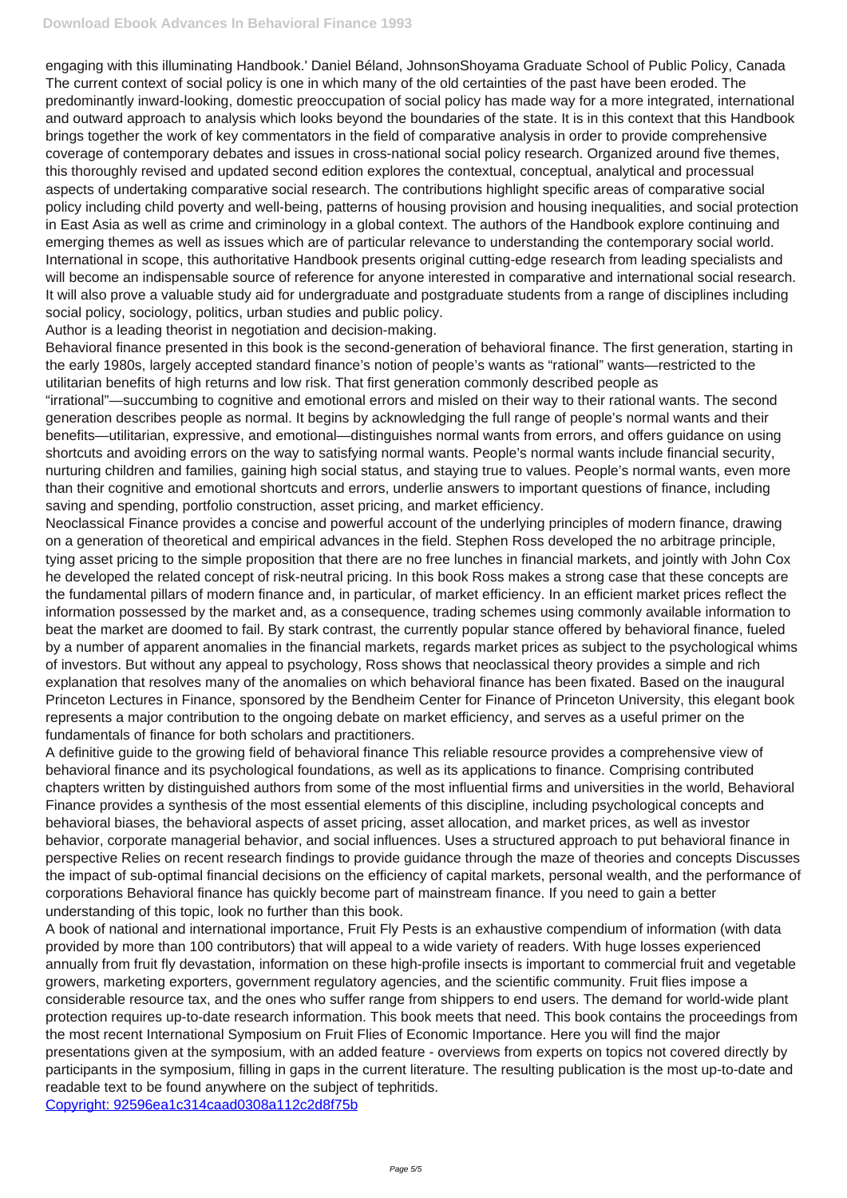engaging with this illuminating Handbook.' Daniel Béland, JohnsonShoyama Graduate School of Public Policy, Canada The current context of social policy is one in which many of the old certainties of the past have been eroded. The predominantly inward-looking, domestic preoccupation of social policy has made way for a more integrated, international and outward approach to analysis which looks beyond the boundaries of the state. It is in this context that this Handbook brings together the work of key commentators in the field of comparative analysis in order to provide comprehensive coverage of contemporary debates and issues in cross-national social policy research. Organized around five themes, this thoroughly revised and updated second edition explores the contextual, conceptual, analytical and processual aspects of undertaking comparative social research. The contributions highlight specific areas of comparative social policy including child poverty and well-being, patterns of housing provision and housing inequalities, and social protection in East Asia as well as crime and criminology in a global context. The authors of the Handbook explore continuing and emerging themes as well as issues which are of particular relevance to understanding the contemporary social world. International in scope, this authoritative Handbook presents original cutting-edge research from leading specialists and will become an indispensable source of reference for anyone interested in comparative and international social research. It will also prove a valuable study aid for undergraduate and postgraduate students from a range of disciplines including social policy, sociology, politics, urban studies and public policy.

Author is a leading theorist in negotiation and decision-making.

Behavioral finance presented in this book is the second-generation of behavioral finance. The first generation, starting in the early 1980s, largely accepted standard finance's notion of people's wants as "rational" wants—restricted to the utilitarian benefits of high returns and low risk. That first generation commonly described people as "irrational"—succumbing to cognitive and emotional errors and misled on their way to their rational wants. The second generation describes people as normal. It begins by acknowledging the full range of people's normal wants and their benefits—utilitarian, expressive, and emotional—distinguishes normal wants from errors, and offers guidance on using shortcuts and avoiding errors on the way to satisfying normal wants. People's normal wants include financial security, nurturing children and families, gaining high social status, and staying true to values. People's normal wants, even more than their cognitive and emotional shortcuts and errors, underlie answers to important questions of finance, including saving and spending, portfolio construction, asset pricing, and market efficiency.

Neoclassical Finance provides a concise and powerful account of the underlying principles of modern finance, drawing on a generation of theoretical and empirical advances in the field. Stephen Ross developed the no arbitrage principle, tying asset pricing to the simple proposition that there are no free lunches in financial markets, and jointly with John Cox he developed the related concept of risk-neutral pricing. In this book Ross makes a strong case that these concepts are the fundamental pillars of modern finance and, in particular, of market efficiency. In an efficient market prices reflect the information possessed by the market and, as a consequence, trading schemes using commonly available information to beat the market are doomed to fail. By stark contrast, the currently popular stance offered by behavioral finance, fueled by a number of apparent anomalies in the financial markets, regards market prices as subject to the psychological whims of investors. But without any appeal to psychology, Ross shows that neoclassical theory provides a simple and rich explanation that resolves many of the anomalies on which behavioral finance has been fixated. Based on the inaugural Princeton Lectures in Finance, sponsored by the Bendheim Center for Finance of Princeton University, this elegant book represents a major contribution to the ongoing debate on market efficiency, and serves as a useful primer on the fundamentals of finance for both scholars and practitioners.

A definitive guide to the growing field of behavioral finance This reliable resource provides a comprehensive view of behavioral finance and its psychological foundations, as well as its applications to finance. Comprising contributed chapters written by distinguished authors from some of the most influential firms and universities in the world, Behavioral Finance provides a synthesis of the most essential elements of this discipline, including psychological concepts and behavioral biases, the behavioral aspects of asset pricing, asset allocation, and market prices, as well as investor behavior, corporate managerial behavior, and social influences. Uses a structured approach to put behavioral finance in perspective Relies on recent research findings to provide guidance through the maze of theories and concepts Discusses the impact of sub-optimal financial decisions on the efficiency of capital markets, personal wealth, and the performance of corporations Behavioral finance has quickly become part of mainstream finance. If you need to gain a better understanding of this topic, look no further than this book.

A book of national and international importance, Fruit Fly Pests is an exhaustive compendium of information (with data provided by more than 100 contributors) that will appeal to a wide variety of readers. With huge losses experienced annually from fruit fly devastation, information on these high-profile insects is important to commercial fruit and vegetable growers, marketing exporters, government regulatory agencies, and the scientific community. Fruit flies impose a considerable resource tax, and the ones who suffer range from shippers to end users. The demand for world-wide plant protection requires up-to-date research information. This book meets that need. This book contains the proceedings from the most recent International Symposium on Fruit Flies of Economic Importance. Here you will find the major presentations given at the symposium, with an added feature - overviews from experts on topics not covered directly by participants in the symposium, filling in gaps in the current literature. The resulting publication is the most up-to-date and readable text to be found anywhere on the subject of tephritids.

Copyright: 92596ea1c314caad0308a112c2d8f75b